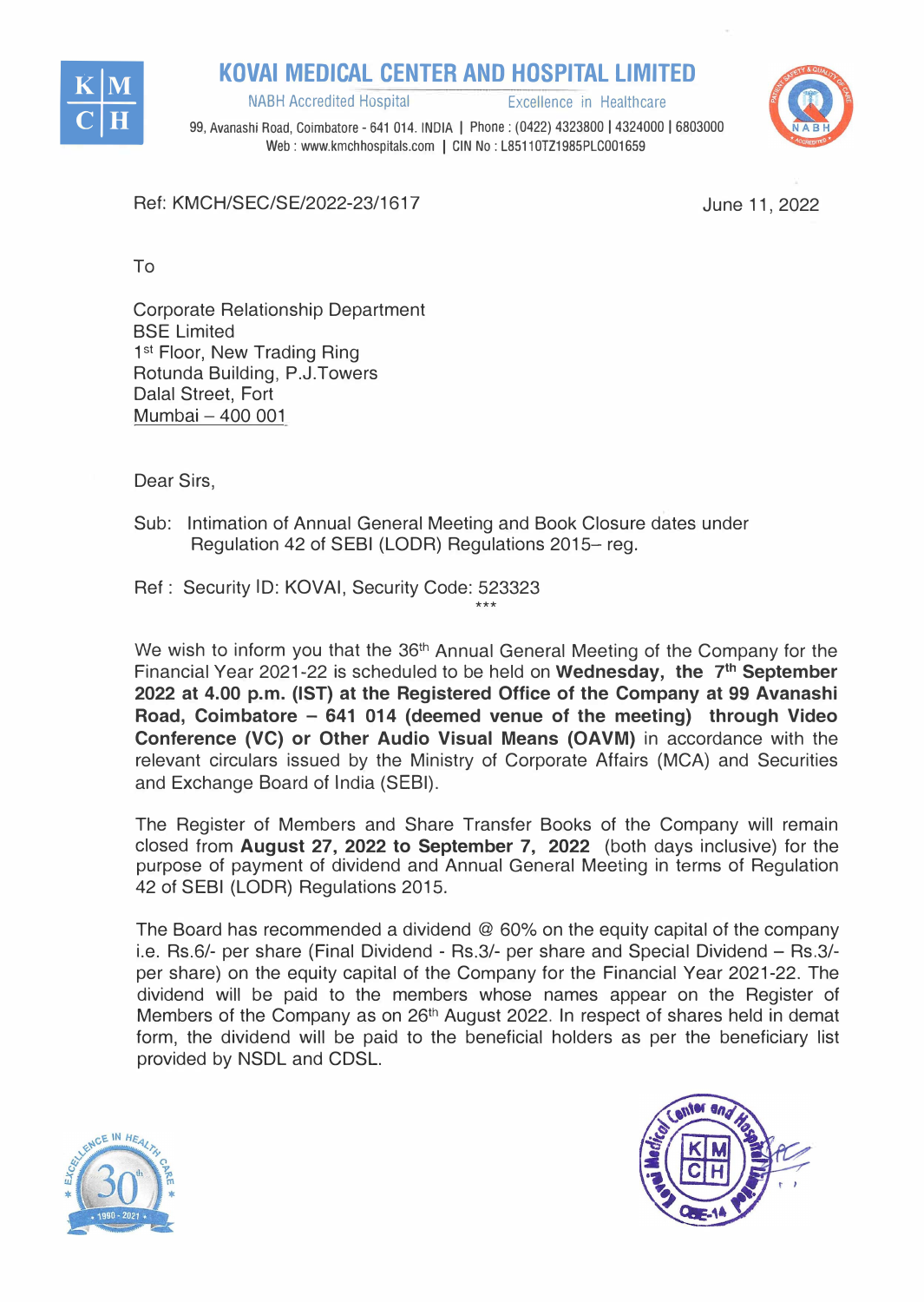# KOVAI MEDICAL CENTER AND HOSPITAL LIMITED

NABH Accredited Hospital — Excellence in Healthcare

99, Avanashi Road, Coimbatore - 641 014. INDIA | Phone : (0422) 4323800 | 4324000 | 6803000
Web : www.kmchhospitals.com | CIN No : L85110TZ1985PLC001659

Ref: KMCH/SEC/SE/2022-23/1617

June 11, 2022

To

Corporate Relationship Department
BSE Limited
1st Floor, New Trading Ring
Rotunda Building, P.J.Towers
Dalal Street, Fort
Mumbai – 400 001

Dear Sirs,

Sub: Intimation of Annual General Meeting and Book Closure dates under Regulation 42 of SEBI (LODR) Regulations 2015– reg.

Ref : Security ID: KOVAI, Security Code: 523323

***

We wish to inform you that the 36th Annual General Meeting of the Company for the Financial Year 2021-22 is scheduled to be held on **Wednesday, the 7th September 2022 at 4.00 p.m. (IST) at the Registered Office of the Company at 99 Avanashi Road, Coimbatore – 641 014 (deemed venue of the meeting) through Video Conference (VC) or Other Audio Visual Means (OAVM)** in accordance with the relevant circulars issued by the Ministry of Corporate Affairs (MCA) and Securities and Exchange Board of India (SEBI).

The Register of Members and Share Transfer Books of the Company will remain closed from **August 27, 2022 to September 7, 2022** (both days inclusive) for the purpose of payment of dividend and Annual General Meeting in terms of Regulation 42 of SEBI (LODR) Regulations 2015.

The Board has recommended a dividend @ 60% on the equity capital of the company i.e. Rs.6/- per share (Final Dividend - Rs.3/- per share and Special Dividend – Rs.3/- per share) on the equity capital of the Company for the Financial Year 2021-22. The dividend will be paid to the members whose names appear on the Register of Members of the Company as on 26th August 2022. In respect of shares held in demat form, the dividend will be paid to the beneficial holders as per the beneficiary list provided by NSDL and CDSL.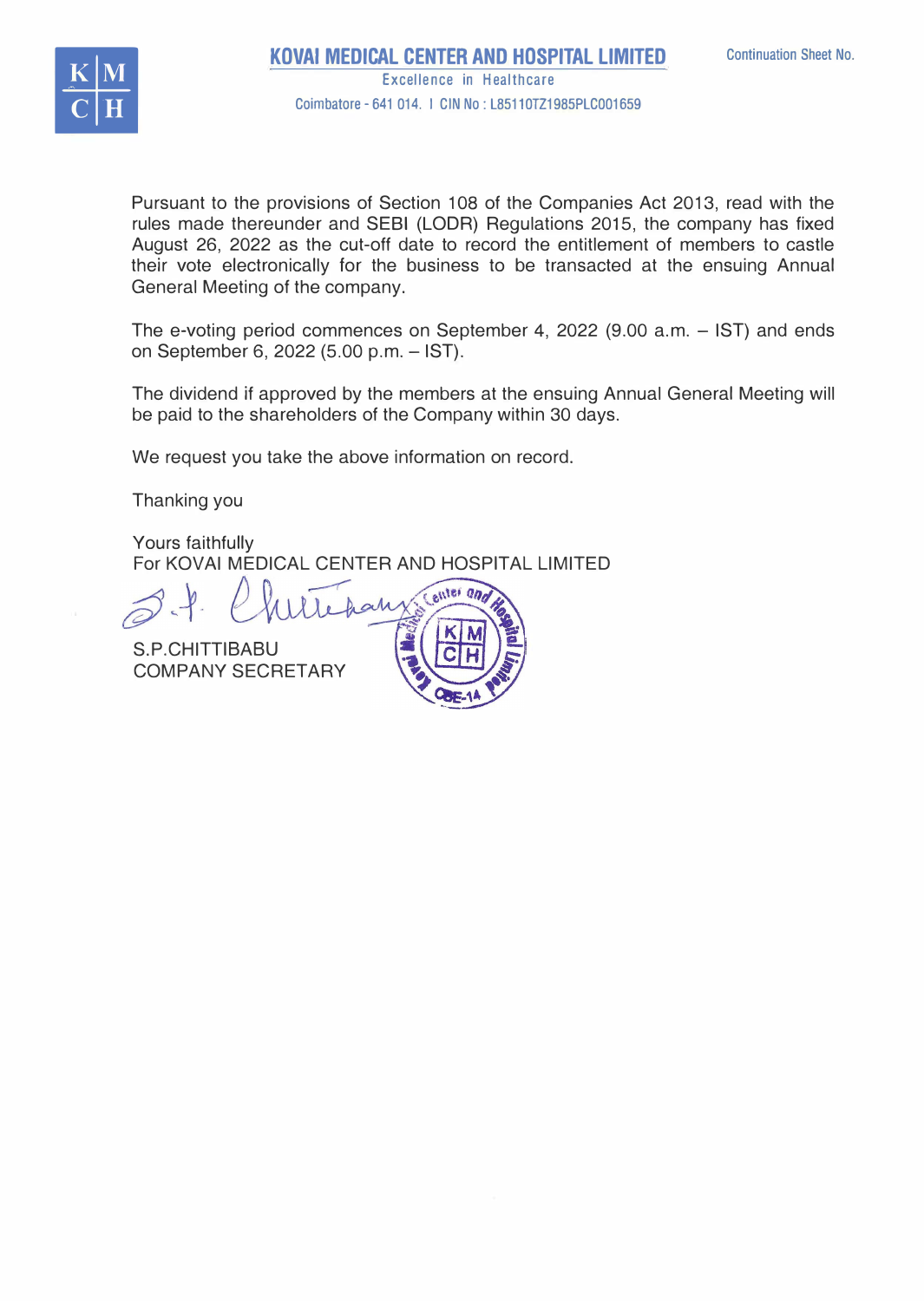Pursuant to the provisions of Section 108 of the Companies Act 2013, read with the rules made thereunder and SEBI (LODR) Regulations 2015, the company has fixed August 26, 2022 as the cut-off date to record the entitlement of members to castle their vote electronically for the business to be transacted at the ensuing Annual General Meeting of the company.

The e-voting period commences on September 4, 2022 (9.00 a.m. – IST) and ends on September 6, 2022 (5.00 p.m. – IST).

The dividend if approved by the members at the ensuing Annual General Meeting will be paid to the shareholders of the Company within 30 days.

We request you take the above information on record.

Thanking you

Yours faithfully
For KOVAI MEDICAL CENTER AND HOSPITAL LIMITED

S.P.CHITTIBABU
COMPANY SECRETARY